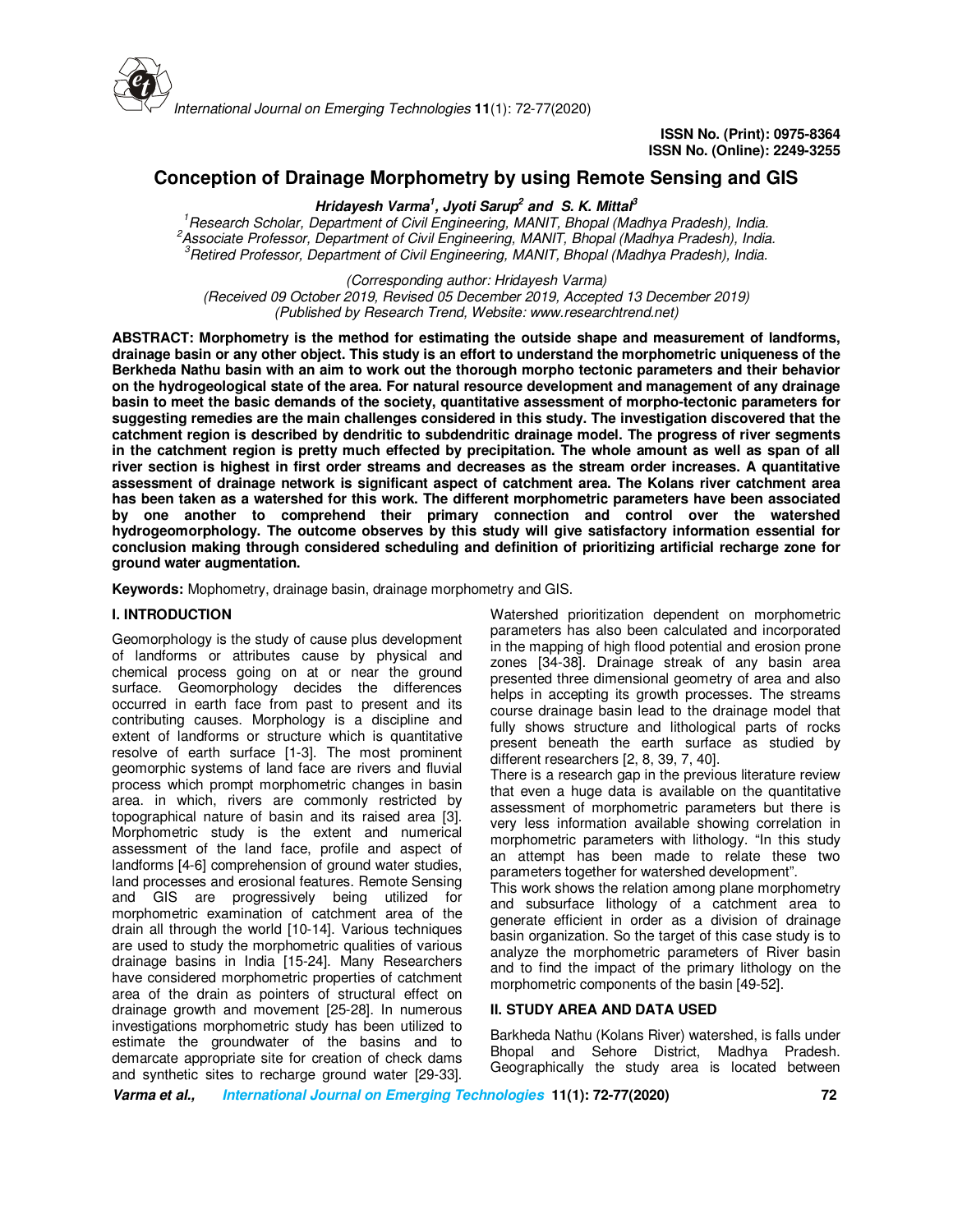ISSN No. (Print): 0975-8364
ISSN No. (Online): 2249-3255

# Conception of Drainage Morphometry by using Remote Sensing and GIS

***Hridayesh Varma[1], Jyoti Sarup[2] and S. K. Mittal[3]***

[1]*Research Scholar, Department of Civil Engineering, MANIT, Bhopal (Madhya Pradesh), India.*
[2]*Associate Professor, Department of Civil Engineering, MANIT, Bhopal (Madhya Pradesh), India.*
[3]*Retired Professor, Department of Civil Engineering, MANIT, Bhopal (Madhya Pradesh), India.*

*(Corresponding author: Hridayesh Varma)*
*(Received 09 October 2019, Revised 05 December 2019, Accepted 13 December 2019)*
*(Published by Research Trend, Website: www.researchtrend.net)*

**ABSTRACT: Morphometry is the method for estimating the outside shape and measurement of landforms, drainage basin or any other object. This study is an effort to understand the morphometric uniqueness of the Berkheda Nathu basin with an aim to work out the thorough morpho tectonic parameters and their behavior on the hydrogeological state of the area. For natural resource development and management of any drainage basin to meet the basic demands of the society, quantitative assessment of morpho-tectonic parameters for suggesting remedies are the main challenges considered in this study. The investigation discovered that the catchment region is described by dendritic to subdendritic drainage model. The progress of river segments in the catchment region is pretty much effected by precipitation. The whole amount as well as span of all river section is highest in first order streams and decreases as the stream order increases. A quantitative assessment of drainage network is significant aspect of catchment area. The Kolans river catchment area has been taken as a watershed for this work. The different morphometric parameters have been associated by one another to comprehend their primary connection and control over the watershed hydrogeomorphology. The outcome observes by this study will give satisfactory information essential for conclusion making through considered scheduling and definition of prioritizing artificial recharge zone for ground water augmentation.**

**Keywords:** Mophometry, drainage basin, drainage morphometry and GIS.

## I. INTRODUCTION

Geomorphology is the study of cause plus development of landforms or attributes cause by physical and chemical process going on at or near the ground surface. Geomorphology decides the differences occurred in earth face from past to present and its contributing causes. Morphology is a discipline and extent of landforms or structure which is quantitative resolve of earth surface [1-3]. The most prominent geomorphic systems of land face are rivers and fluvial process which prompt morphometric changes in basin area. in which, rivers are commonly restricted by topographical nature of basin and its raised area [3]. Morphometric study is the extent and numerical assessment of the land face, profile and aspect of landforms [4-6] comprehension of ground water studies, land processes and erosional features. Remote Sensing and GIS are progressively being utilized for morphometric examination of catchment area of the drain all through the world [10-14]. Various techniques are used to study the morphometric qualities of various drainage basins in India [15-24]. Many Researchers have considered morphometric properties of catchment area of the drain as pointers of structural effect on drainage growth and movement [25-28]. In numerous investigations morphometric study has been utilized to estimate the groundwater of the basins and to demarcate appropriate site for creation of check dams and synthetic sites to recharge ground water [29-33]. Watershed prioritization dependent on morphometric parameters has also been calculated and incorporated in the mapping of high flood potential and erosion prone zones [34-38]. Drainage streak of any basin area presented three dimensional geometry of area and also helps in accepting its growth processes. The streams course drainage basin lead to the drainage model that fully shows structure and lithological parts of rocks present beneath the earth surface as studied by different researchers [2, 8, 39, 7, 40].

There is a research gap in the previous literature review that even a huge data is available on the quantitative assessment of morphometric parameters but there is very less information available showing correlation in morphometric parameters with lithology. "In this study an attempt has been made to relate these two parameters together for watershed development".

This work shows the relation among plane morphometry and subsurface lithology of a catchment area to generate efficient in order as a division of drainage basin organization. So the target of this case study is to analyze the morphometric parameters of River basin and to find the impact of the primary lithology on the morphometric components of the basin [49-52].

## II. STUDY AREA AND DATA USED

Barkheda Nathu (Kolans River) watershed, is falls under Bhopal and Sehore District, Madhya Pradesh. Geographically the study area is located between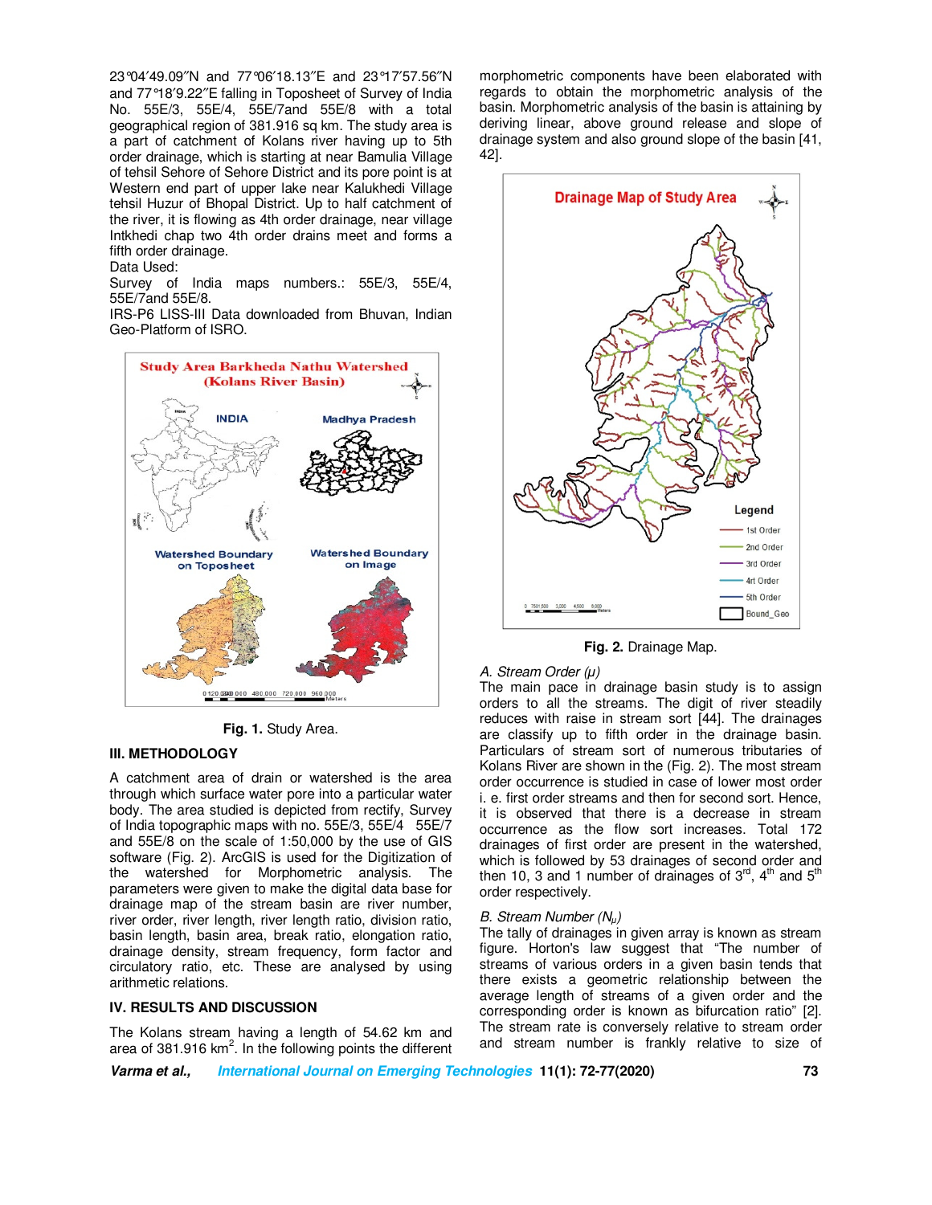23°04′49.09″N and 77°06′18.13″E and 23°17′57.56″N and 77°18′9.22″E falling in Toposheet of Survey of India No. 55E/3, 55E/4, 55E/7and 55E/8 with a total geographical region of 381.916 sq km. The study area is a part of catchment of Kolans river having up to 5th order drainage, which is starting at near Bamulia Village of tehsil Sehore of Sehore District and its pore point is at Western end part of upper lake near Kalukhedi Village tehsil Huzur of Bhopal District. Up to half catchment of the river, it is flowing as 4th order drainage, near village Intkhedi chap two 4th order drains meet and forms a fifth order drainage.

Data Used:

Survey of India maps numbers.: 55E/3, 55E/4, 55E/7and 55E/8.

IRS-P6 LISS-III Data downloaded from Bhuvan, Indian Geo-Platform of ISRO.

**Fig. 1.** Study Area.

## III. METHODOLOGY

A catchment area of drain or watershed is the area through which surface water pore into a particular water body. The area studied is depicted from rectify, Survey of India topographic maps with no. 55E/3, 55E/4 55E/7 and 55E/8 on the scale of 1:50,000 by the use of GIS software (Fig. 2). ArcGIS is used for the Digitization of the watershed for Morphometric analysis. The parameters were given to make the digital data base for drainage map of the stream basin are river number, river order, river length, river length ratio, division ratio, basin length, basin area, break ratio, elongation ratio, drainage density, stream frequency, form factor and circulatory ratio, etc. These are analysed by using arithmetic relations.

## IV. RESULTS AND DISCUSSION

The Kolans stream having a length of 54.62 km and area of 381.916 km$^2$. In the following points the different morphometric components have been elaborated with regards to obtain the morphometric analysis of the basin. Morphometric analysis of the basin is attaining by deriving linear, above ground release and slope of drainage system and also ground slope of the basin [41, 42].

**Fig. 2.** Drainage Map.

*A. Stream Order (μ)*

The main pace in drainage basin study is to assign orders to all the streams. The digit of river steadily reduces with raise in stream sort [44]. The drainages are classify up to fifth order in the drainage basin. Particulars of stream sort of numerous tributaries of Kolans River are shown in the (Fig. 2). The most stream order occurrence is studied in case of lower most order i. e. first order streams and then for second sort. Hence, it is observed that there is a decrease in stream occurrence as the flow sort increases. Total 172 drainages of first order are present in the watershed, which is followed by 53 drainages of second order and then 10, 3 and 1 number of drainages of 3rd, 4th and 5th order respectively.

*B. Stream Number ($N_\mu$)*

The tally of drainages in given array is known as stream figure. Horton's law suggest that "The number of streams of various orders in a given basin tends that there exists a geometric relationship between the average length of streams of a given order and the corresponding order is known as bifurcation ratio" [2]. The stream rate is conversely relative to stream order and stream number is frankly relative to size of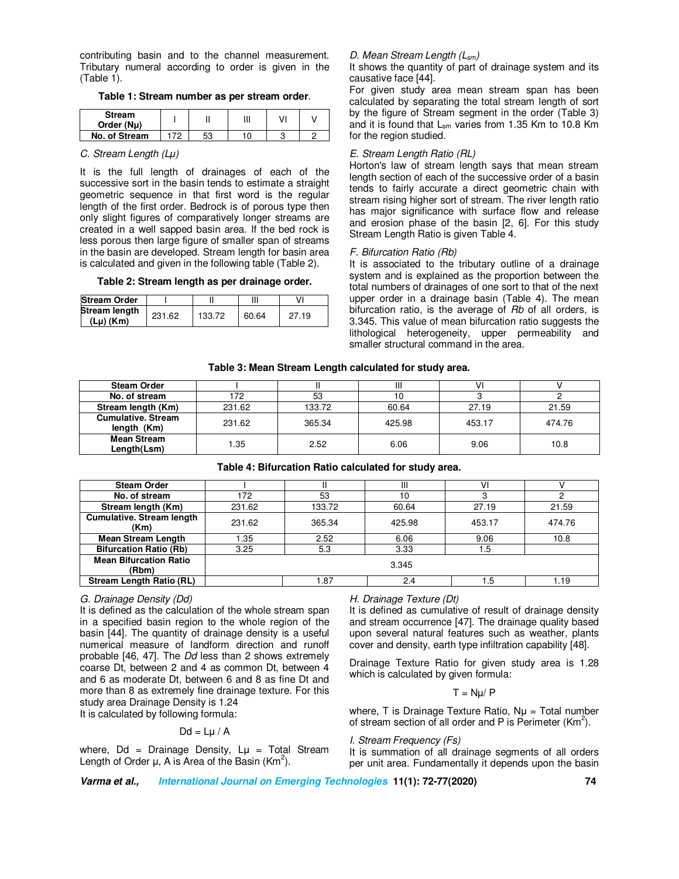contributing basin and to the channel measurement. Tributary numeral according to order is given in the (Table 1).

**Table 1: Stream number as per stream order**.

| Stream Order ($N\mu$) | I | II | III | VI | V |
|---|---|---|---|---|---|
| No. of Stream | 172 | 53 | 10 | 3 | 2 |

*C. Stream Length ($L\mu$)*

It is the full length of drainages of each of the successive sort in the basin tends to estimate a straight geometric sequence in that first word is the regular length of the first order. Bedrock is of porous type then only slight figures of comparatively longer streams are created in a well sapped basin area. If the bed rock is less porous then large figure of smaller span of streams in the basin are developed. Stream length for basin area is calculated and given in the following table (Table 2).

**Table 2: Stream length as per drainage order.**

| Stream Order | I | II | III | VI |
|---|---|---|---|---|
| Stream length ($L\mu$) (Km) | 231.62 | 133.72 | 60.64 | 27.19 |

*D. Mean Stream Length ($L_{sm}$)*

It shows the quantity of part of drainage system and its causative face [44].

For given study area mean stream span has been calculated by separating the total stream length of sort by the figure of Stream segment in the order (Table 3) and it is found that $L_{sm}$ varies from 1.35 Km to 10.8 Km for the region studied.

*E. Stream Length Ratio (RL)*

Horton's law of stream length says that mean stream length section of each of the successive order of a basin tends to fairly accurate a direct geometric chain with stream rising higher sort of stream. The river length ratio has major significance with surface flow and release and erosion phase of the basin [2, 6]. For this study Stream Length Ratio is given Table 4.

*F. Bifurcation Ratio (Rb)*

It is associated to the tributary outline of a drainage system and is explained as the proportion between the total numbers of drainages of one sort to that of the next upper order in a drainage basin (Table 4). The mean bifurcation ratio, is the average of *Rb* of all orders, is 3.345. This value of mean bifurcation ratio suggests the lithological heterogeneity, upper permeability and smaller structural command in the area.

**Table 3: Mean Stream Length calculated for study area.**

| Steam Order | I | II | III | VI | V |
|---|---|---|---|---|---|
| No. of stream | 172 | 53 | 10 | 3 | 2 |
| Stream length (Km) | 231.62 | 133.72 | 60.64 | 27.19 | 21.59 |
| Cumulative. Stream length (Km) | 231.62 | 365.34 | 425.98 | 453.17 | 474.76 |
| Mean Stream Length(Lsm) | 1.35 | 2.52 | 6.06 | 9.06 | 10.8 |

**Table 4: Bifurcation Ratio calculated for study area.**

| Steam Order | I | II | III | VI | V |
|---|---|---|---|---|---|
| No. of stream | 172 | 53 | 10 | 3 | 2 |
| Stream length (Km) | 231.62 | 133.72 | 60.64 | 27.19 | 21.59 |
| Cumulative. Stream length (Km) | 231.62 | 365.34 | 425.98 | 453.17 | 474.76 |
| Mean Stream Length | 1.35 | 2.52 | 6.06 | 9.06 | 10.8 |
| Bifurcation Ratio (Rb) | 3.25 | 5.3 | 3.33 | 1.5 | |
| Mean Bifurcation Ratio (Rbm) | 3.345 | | | | |
| Stream Length Ratio (RL) | | 1.87 | 2.4 | 1.5 | 1.19 |

*G. Drainage Density (Dd)*

It is defined as the calculation of the whole stream span in a specified basin region to the whole region of the basin [44]. The quantity of drainage density is a useful numerical measure of landform direction and runoff probable [46, 47]. The *Dd* less than 2 shows extremely coarse Dt, between 2 and 4 as common Dt, between 4 and 6 as moderate Dt, between 6 and 8 as fine Dt and more than 8 as extremely fine drainage texture. For this study area Drainage Density is 1.24

It is calculated by following formula:

$$Dd = L\mu / A$$

where, Dd = Drainage Density, $L\mu$ = Total Stream Length of Order $\mu$, A is Area of the Basin ($Km^2$).

*H. Drainage Texture (Dt)*

It is defined as cumulative of result of drainage density and stream occurrence [47]. The drainage quality based upon several natural features such as weather, plants cover and density, earth type infiltration capability [48].

Drainage Texture Ratio for given study area is 1.28 which is calculated by given formula:

$$T = N\mu / P$$

where, T is Drainage Texture Ratio, $N\mu$ = Total number of stream section of all order and P is Perimeter ($Km^2$).

*I. Stream Frequency (Fs)*

It is summation of all drainage segments of all orders per unit area. Fundamentally it depends upon the basin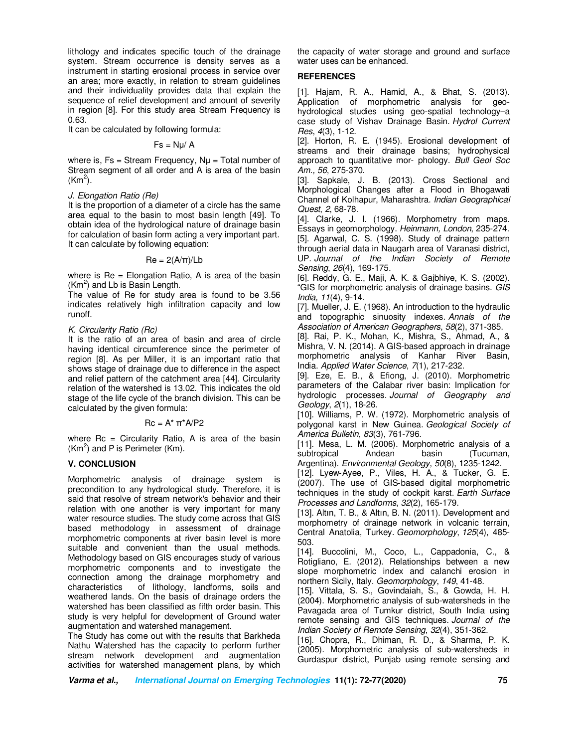lithology and indicates specific touch of the drainage system. Stream occurrence is density serves as a instrument in starting erosional process in service over an area; more exactly, in relation to stream guidelines and their individuality provides data that explain the sequence of relief development and amount of severity in region [8]. For this study area Stream Frequency is 0.63.

It can be calculated by following formula:

$$Fs = N\mu / A$$

where is, Fs = Stream Frequency, Nμ = Total number of Stream segment of all order and A is area of the basin ($Km^2$).

*J. Elongation Ratio (Re)*

It is the proportion of a diameter of a circle has the same area equal to the basin to most basin length [49]. To obtain idea of the hydrological nature of drainage basin for calculation of basin form acting a very important part. It can calculate by following equation:

$$Re = 2(A/\pi)/Lb$$

where is Re = Elongation Ratio, A is area of the basin ($Km^2$) and Lb is Basin Length.

The value of Re for study area is found to be 3.56 indicates relatively high infiltration capacity and low runoff.

*K. Circularity Ratio (Rc)*

It is the ratio of an area of basin and area of circle having identical circumference since the perimeter of region [8]. As per Miller, it is an important ratio that shows stage of drainage due to difference in the aspect and relief pattern of the catchment area [44]. Circularity relation of the watershed is 13.02. This indicates the old stage of the life cycle of the branch division. This can be calculated by the given formula:

$$Rc = A^{*} \pi^{*} A/P2$$

where Rc = Circularity Ratio, A is area of the basin ($Km^2$) and P is Perimeter (Km).

## V. CONCLUSION

Morphometric analysis of drainage system is precondition to any hydrological study. Therefore, it is said that resolve of stream network's behavior and their relation with one another is very important for many water resource studies. The study come across that GIS based methodology in assessment of drainage morphometric components at river basin level is more suitable and convenient than the usual methods. Methodology based on GIS encourages study of various morphometric components and to investigate the connection among the drainage morphometry and characteristics of lithology, landforms, soils and weathered lands. On the basis of drainage orders the watershed has been classified as fifth order basin. This study is very helpful for development of Ground water augmentation and watershed management.

The Study has come out with the results that Barkheda Nathu Watershed has the capacity to perform further stream network development and augmentation activities for watershed management plans, by which the capacity of water storage and ground and surface water uses can be enhanced.

## REFERENCES

[1]. Hajam, R. A., Hamid, A., & Bhat, S. (2013). Application of morphometric analysis for geo-hydrological studies using geo-spatial technology–a case study of Vishav Drainage Basin. *Hydrol Current Res*, *4*(3), 1-12.

[2]. Horton, R. E. (1945). Erosional development of streams and their drainage basins; hydrophysical approach to quantitative mor- phology. *Bull Geol Soc Am., 56*, 275-370.

[3]. Sapkale, J. B. (2013). Cross Sectional and Morphological Changes after a Flood in Bhogawati Channel of Kolhapur, Maharashtra. *Indian Geographical Quest*, *2*, 68-78.

[4]. Clarke, J. I. (1966). Morphometry from maps. Essays in geomorphology. *Heinmann, London*, 235-274.

[5]. Agarwal, C. S. (1998). Study of drainage pattern through aerial data in Naugarh area of Varanasi district, UP. *Journal of the Indian Society of Remote Sensing*, *26*(4), 169-175.

[6]. Reddy, G. E., Maji, A. K. & Gajbhiye, K. S. (2002). "GIS for morphometric analysis of drainage basins. *GIS India, 11*(4), 9-14.

[7]. Mueller, J. E. (1968). An introduction to the hydraulic and topographic sinuosity indexes. *Annals of the Association of American Geographers*, *58*(2), 371-385.

[8]. Rai, P. K., Mohan, K., Mishra, S., Ahmad, A., & Mishra, V. N. (2014). A GIS-based approach in drainage morphometric analysis of Kanhar River Basin, India. *Applied Water Science*, *7*(1), 217-232.

[9]. Eze, E. B., & Efiong, J. (2010). Morphometric parameters of the Calabar river basin: Implication for hydrologic processes. *Journal of Geography and Geology*, *2*(1), 18-26.

[10]. Williams, P. W. (1972). Morphometric analysis of polygonal karst in New Guinea. *Geological Society of America Bulletin*, *83*(3), 761-796.

[11]. Mesa, L. M. (2006). Morphometric analysis of a subtropical Andean basin (Tucuman, Argentina). *Environmental Geology*, *50*(8), 1235-1242.

[12]. Lyew-Ayee, P., Viles, H. A., & Tucker, G. E. (2007). The use of GIS-based digital morphometric techniques in the study of cockpit karst. *Earth Surface Processes and Landforms*, *32*(2), 165-179.

[13]. Altın, T. B., & Altın, B. N. (2011). Development and morphometry of drainage network in volcanic terrain, Central Anatolia, Turkey. *Geomorphology*, *125*(4), 485-503.

[14]. Buccolini, M., Coco, L., Cappadonia, C., & Rotigliano, E. (2012). Relationships between a new slope morphometric index and calanchi erosion in northern Sicily, Italy. *Geomorphology*, *149*, 41-48.

[15]. Vittala, S. S., Govindaiah, S., & Gowda, H. H. (2004). Morphometric analysis of sub-watersheds in the Pavagada area of Tumkur district, South India using remote sensing and GIS techniques. *Journal of the Indian Society of Remote Sensing*, *32*(4), 351-362.

[16]. Chopra, R., Dhiman, R. D., & Sharma, P. K. (2005). Morphometric analysis of sub-watersheds in Gurdaspur district, Punjab using remote sensing and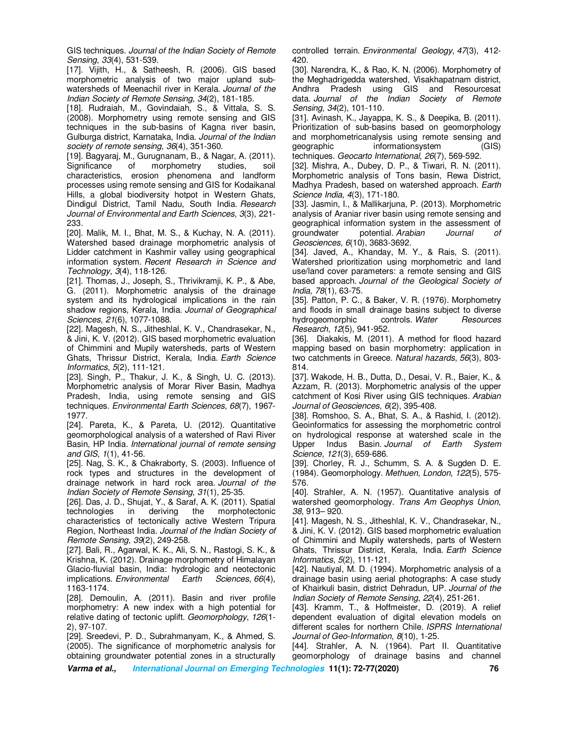GIS techniques. *Journal of the Indian Society of Remote Sensing*, *33*(4), 531-539.

[17]. Vijith, H., & Satheesh, R. (2006). GIS based morphometric analysis of two major upland sub-watersheds of Meenachil river in Kerala. *Journal of the Indian Society of Remote Sensing*, *34*(2), 181-185.

[18]. Rudraiah, M., Govindaiah, S., & Vittala, S. S. (2008). Morphometry using remote sensing and GIS techniques in the sub-basins of Kagna river basin, Gulburga district, Karnataka, India. *Journal of the Indian society of remote sensing*, *36*(4), 351-360.

[19]. Bagyaraj, M., Gurugnanam, B., & Nagar, A. (2011). Significance of morphometry studies, soil characteristics, erosion phenomena and landform processes using remote sensing and GIS for Kodaikanal Hills, a global biodiversity hotpot in Western Ghats, Dindigul District, Tamil Nadu, South India. *Research Journal of Environmental and Earth Sciences*, *3*(3), 221-233.

[20]. Malik, M. I., Bhat, M. S., & Kuchay, N. A. (2011). Watershed based drainage morphometric analysis of Lidder catchment in Kashmir valley using geographical information system. *Recent Research in Science and Technology*, *3*(4), 118-126.

[21]. Thomas, J., Joseph, S., Thrivikramji, K. P., & Abe, G. (2011). Morphometric analysis of the drainage system and its hydrological implications in the rain shadow regions, Kerala, India. *Journal of Geographical Sciences*, *21*(6), 1077-1088.

[22]. Magesh, N. S., Jitheshlal, K. V., Chandrasekar, N., & Jini, K. V. (2012). GIS based morphometric evaluation of Chimmini and Mupily watersheds, parts of Western Ghats, Thrissur District, Kerala, India. *Earth Science Informatics*, *5*(2), 111-121.

[23]. Singh, P., Thakur, J. K., & Singh, U. C. (2013). Morphometric analysis of Morar River Basin, Madhya Pradesh, India, using remote sensing and GIS techniques. *Environmental Earth Sciences*, *68*(7), 1967-1977.

[24]. Pareta, K., & Pareta, U. (2012). Quantitative geomorphological analysis of a watershed of Ravi River Basin, HP India. *International journal of remote sensing and GIS*, *1*(1), 41-56.

[25]. Nag, S. K., & Chakraborty, S. (2003). Influence of rock types and structures in the development of drainage network in hard rock area. *Journal of the Indian Society of Remote Sensing*, *31*(1), 25-35.

[26]. Das, J. D., Shujat, Y., & Saraf, A. K. (2011). Spatial technologies in deriving the morphotectonic characteristics of tectonically active Western Tripura Region, Northeast India. *Journal of the Indian Society of Remote Sensing*, *39*(2), 249-258.

[27]. Bali, R., Agarwal, K. K., Ali, S. N., Rastogi, S. K., & Krishna, K. (2012). Drainage morphometry of Himalayan Glacio-fluvial basin, India: hydrologic and neotectonic implications. *Environmental Earth Sciences*, *66*(4), 1163-1174.

[28]. Demoulin, A. (2011). Basin and river profile morphometry: A new index with a high potential for relative dating of tectonic uplift. *Geomorphology*, *126*(1-2), 97-107.

[29]. Sreedevi, P. D., Subrahmanyam, K., & Ahmed, S. (2005). The significance of morphometric analysis for obtaining groundwater potential zones in a structurally controlled terrain. *Environmental Geology*, *47*(3), 412-420.

[30]. Narendra, K., & Rao, K. N. (2006). Morphometry of the Meghadrigedda watershed, Visakhapatnam district, Andhra Pradesh using GIS and Resourcesat data. *Journal of the Indian Society of Remote Sensing*, *34*(2), 101-110.

[31]. Avinash, K., Jayappa, K. S., & Deepika, B. (2011). Prioritization of sub-basins based on geomorphology and morphometricanalysis using remote sensing and geographic informationsystem (GIS) techniques. *Geocarto International*, *26*(7), 569-592.

[32]. Mishra, A., Dubey, D. P., & Tiwari, R. N. (2011). Morphometric analysis of Tons basin, Rewa District, Madhya Pradesh, based on watershed approach. *Earth Science India*, *4*(3), 171-180.

[33]. Jasmin, I., & Mallikarjuna, P. (2013). Morphometric analysis of Araniar river basin using remote sensing and geographical information system in the assessment of groundwater potential. *Arabian Journal of Geosciences*, *6*(10), 3683-3692.

[34]. Javed, A., Khanday, M. Y., & Rais, S. (2011). Watershed prioritization using morphometric and land use/land cover parameters: a remote sensing and GIS based approach. *Journal of the Geological Society of India*, *78*(1), 63-75.

[35]. Patton, P. C., & Baker, V. R. (1976). Morphometry and floods in small drainage basins subject to diverse hydrogeomorphic controls. *Water Resources Research*, *12*(5), 941-952.

[36]. Diakakis, M. (2011). A method for flood hazard mapping based on basin morphometry: application in two catchments in Greece. *Natural hazards*, *56*(3), 803-814.

[37]. Wakode, H. B., Dutta, D., Desai, V. R., Baier, K., & Azzam, R. (2013). Morphometric analysis of the upper catchment of Kosi River using GIS techniques. *Arabian Journal of Geosciences*, *6*(2), 395-408.

[38]. Romshoo, S. A., Bhat, S. A., & Rashid, I. (2012). Geoinformatics for assessing the morphometric control on hydrological response at watershed scale in the Upper Indus Basin. *Journal of Earth System Science*, *121*(3), 659-686.

[39]. Chorley, R. J., Schumm, S. A. & Sugden D. E. (1984). Geomorphology. *Methuen, London*, *122*(5), 575-576.

[40]. Strahler, A. N. (1957). Quantitative analysis of watershed geomorphology. *Trans Am Geophys Union*, *38*, 913– 920.

[41]. Magesh, N. S., Jitheshlal, K. V., Chandrasekar, N., & Jini, K. V. (2012). GIS based morphometric evaluation of Chimmini and Mupily watersheds, parts of Western Ghats, Thrissur District, Kerala, India. *Earth Science Informatics*, *5*(2), 111-121.

[42]. Nautiyal, M. D. (1994). Morphometric analysis of a drainage basin using aerial photographs: A case study of Khairkuli basin, district Dehradun, UP. *Journal of the Indian Society of Remote Sensing*, *22*(4), 251-261.

[43]. Kramm, T., & Hoffmeister, D. (2019). A relief dependent evaluation of digital elevation models on different scales for northern Chile. *ISPRS International Journal of Geo-Information*, *8*(10), 1-25.

[44]. Strahler, A. N. (1964). Part II. Quantitative geomorphology of drainage basins and channel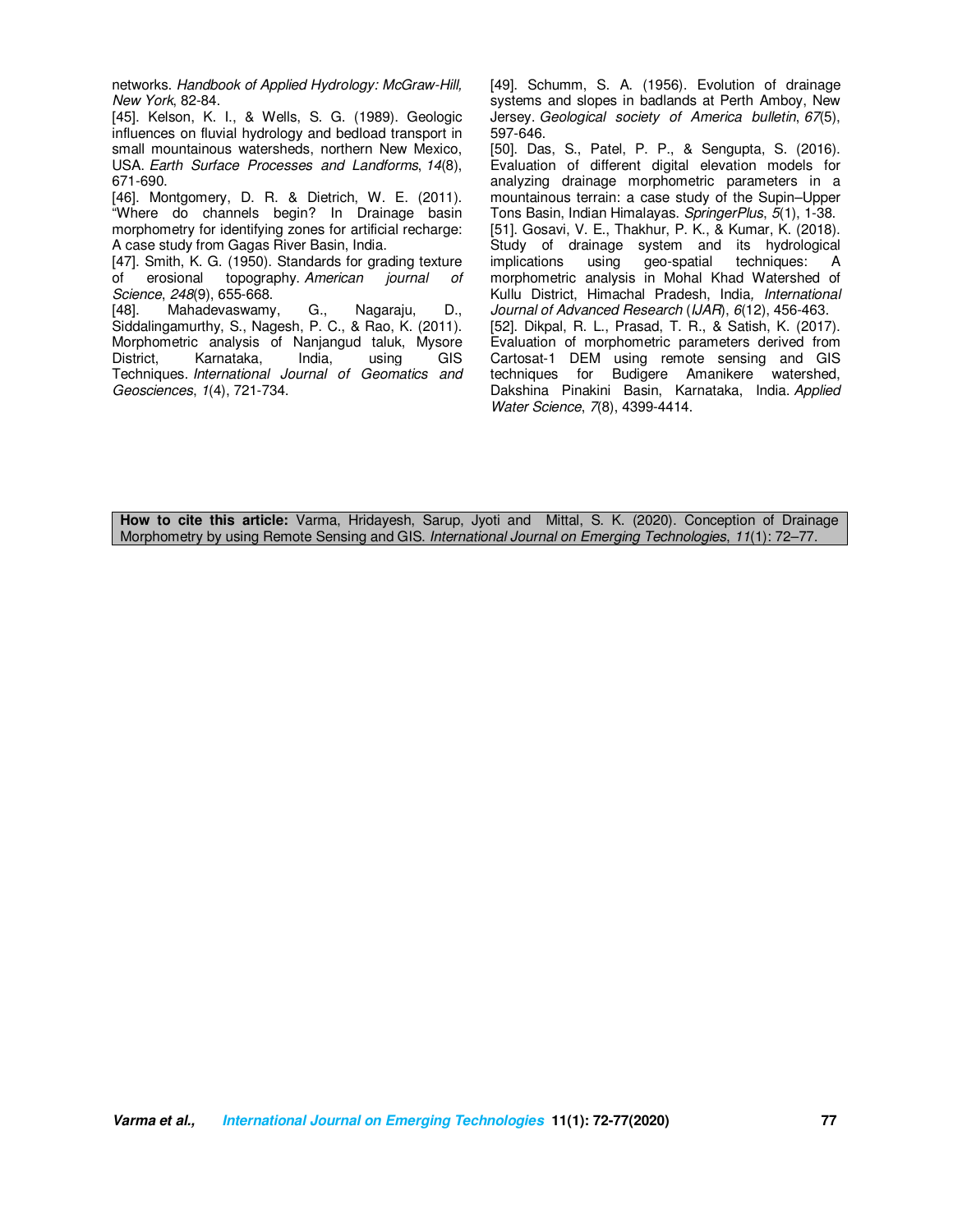networks. *Handbook of Applied Hydrology: McGraw-Hill, New York*, 82-84.

[45]. Kelson, K. I., & Wells, S. G. (1989). Geologic influences on fluvial hydrology and bedload transport in small mountainous watersheds, northern New Mexico, USA. *Earth Surface Processes and Landforms*, *14*(8), 671-690.

[46]. Montgomery, D. R. & Dietrich, W. E. (2011). "Where do channels begin? In Drainage basin morphometry for identifying zones for artificial recharge: A case study from Gagas River Basin, India.

[47]. Smith, K. G. (1950). Standards for grading texture of erosional topography. *American journal of Science*, *248*(9), 655-668.

[48]. Mahadevaswamy, G., Nagaraju, D., Siddalingamurthy, S., Nagesh, P. C., & Rao, K. (2011). Morphometric analysis of Nanjangud taluk, Mysore District, Karnataka, India, using GIS Techniques. *International Journal of Geomatics and Geosciences*, *1*(4), 721-734.

[49]. Schumm, S. A. (1956). Evolution of drainage systems and slopes in badlands at Perth Amboy, New Jersey. *Geological society of America bulletin*, *67*(5), 597-646.

[50]. Das, S., Patel, P. P., & Sengupta, S. (2016). Evaluation of different digital elevation models for analyzing drainage morphometric parameters in a mountainous terrain: a case study of the Supin–Upper Tons Basin, Indian Himalayas. *SpringerPlus*, *5*(1), 1-38.

[51]. Gosavi, V. E., Thakhur, P. K., & Kumar, K. (2018). Study of drainage system and its hydrological implications using geo-spatial techniques: A morphometric analysis in Mohal Khad Watershed of Kullu District, Himachal Pradesh, India*, International Journal of Advanced Research* (*IJAR*), *6*(12), 456-463.

[52]. Dikpal, R. L., Prasad, T. R., & Satish, K. (2017). Evaluation of morphometric parameters derived from Cartosat-1 DEM using remote sensing and GIS techniques for Budigere Amanikere watershed, Dakshina Pinakini Basin, Karnataka, India. *Applied Water Science*, *7*(8), 4399-4414.

**How to cite this article:** Varma, Hridayesh, Sarup, Jyoti and Mittal, S. K. (2020). Conception of Drainage Morphometry by using Remote Sensing and GIS. *International Journal on Emerging Technologies*, *11*(1): 72–77.